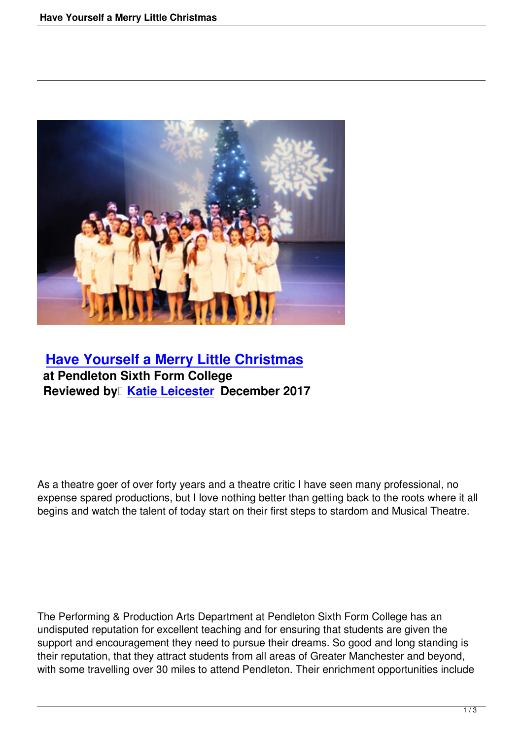## Have Yourself a Merry Little Christmas

**at Pendleton Sixth Form College**
**Reviewed by Katie Leicester December 2017**

As a theatre goer of over forty years and a theatre critic I have seen many professional, no expense spared productions, but I love nothing better than getting back to the roots where it all begins and watch the talent of today start on their first steps to stardom and Musical Theatre.

The Performing & Production Arts Department at Pendleton Sixth Form College has an undisputed reputation for excellent teaching and for ensuring that students are given the support and encouragement they need to pursue their dreams. So good and long standing is their reputation, that they attract students from all areas of Greater Manchester and beyond, with some travelling over 30 miles to attend Pendleton. Their enrichment opportunities include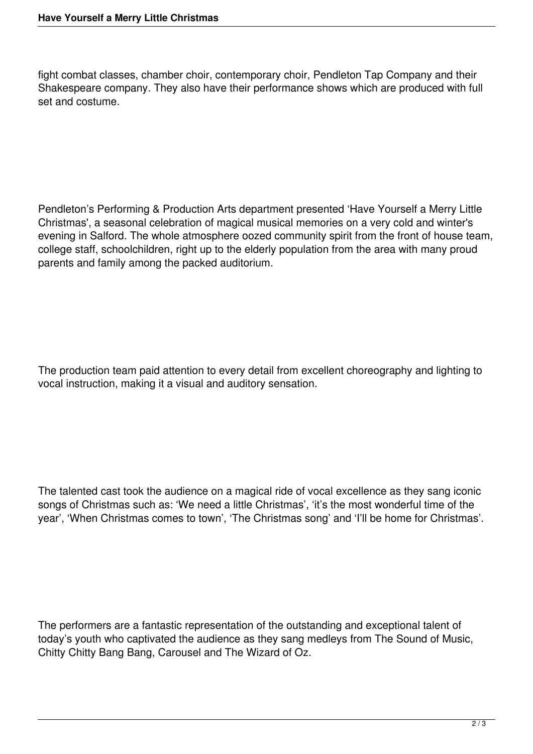fight combat classes, chamber choir, contemporary choir, Pendleton Tap Company and their Shakespeare company. They also have their performance shows which are produced with full set and costume.

Pendleton's Performing & Production Arts department presented 'Have Yourself a Merry Little Christmas', a seasonal celebration of magical musical memories on a very cold and winter's evening in Salford. The whole atmosphere oozed community spirit from the front of house team, college staff, schoolchildren, right up to the elderly population from the area with many proud parents and family among the packed auditorium.

The production team paid attention to every detail from excellent choreography and lighting to vocal instruction, making it a visual and auditory sensation.

The talented cast took the audience on a magical ride of vocal excellence as they sang iconic songs of Christmas such as: 'We need a little Christmas', 'it's the most wonderful time of the year', 'When Christmas comes to town', 'The Christmas song' and 'I'll be home for Christmas'.

The performers are a fantastic representation of the outstanding and exceptional talent of today's youth who captivated the audience as they sang medleys from The Sound of Music, Chitty Chitty Bang Bang, Carousel and The Wizard of Oz.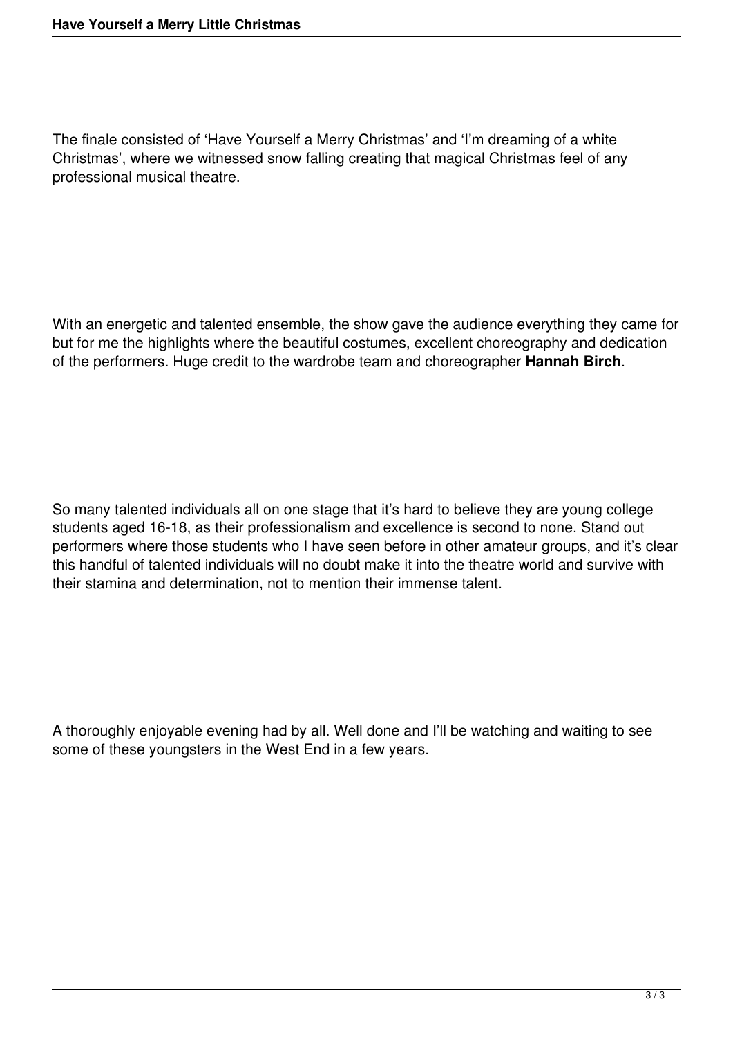The finale consisted of 'Have Yourself a Merry Christmas' and 'I'm dreaming of a white Christmas', where we witnessed snow falling creating that magical Christmas feel of any professional musical theatre.

With an energetic and talented ensemble, the show gave the audience everything they came for but for me the highlights where the beautiful costumes, excellent choreography and dedication of the performers. Huge credit to the wardrobe team and choreographer **Hannah Birch**.

So many talented individuals all on one stage that it's hard to believe they are young college students aged 16-18, as their professionalism and excellence is second to none. Stand out performers where those students who I have seen before in other amateur groups, and it's clear this handful of talented individuals will no doubt make it into the theatre world and survive with their stamina and determination, not to mention their immense talent.

A thoroughly enjoyable evening had by all. Well done and I'll be watching and waiting to see some of these youngsters in the West End in a few years.